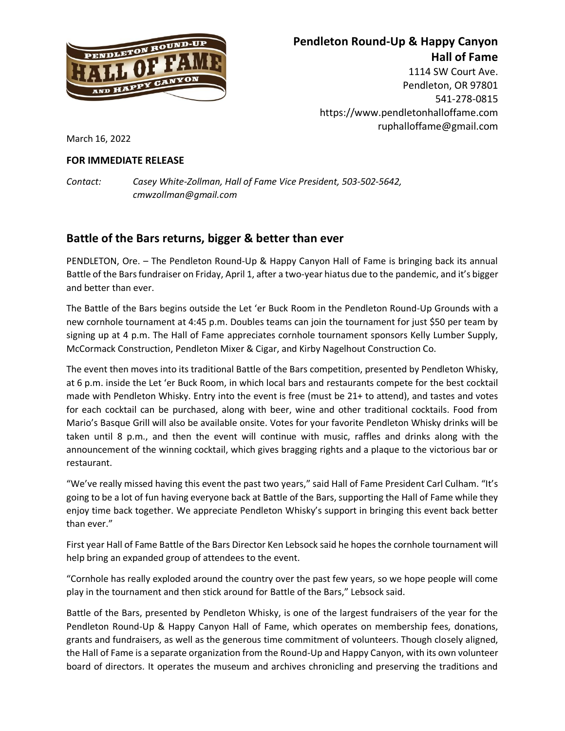**Pendleton Round-Up & Happy Canyon Hall of Fame**
1114 SW Court Ave.
Pendleton, OR 97801
541-278-0815
https://www.pendletonhalloffame.com
ruphalloffame@gmail.com

March 16, 2022

**FOR IMMEDIATE RELEASE**

*Contact: Casey White-Zollman, Hall of Fame Vice President, 503-502-5642, cmwzollman@gmail.com*

## Battle of the Bars returns, bigger & better than ever

PENDLETON, Ore. – The Pendleton Round-Up & Happy Canyon Hall of Fame is bringing back its annual Battle of the Bars fundraiser on Friday, April 1, after a two-year hiatus due to the pandemic, and it's bigger and better than ever.

The Battle of the Bars begins outside the Let 'er Buck Room in the Pendleton Round-Up Grounds with a new cornhole tournament at 4:45 p.m. Doubles teams can join the tournament for just $50 per team by signing up at 4 p.m. The Hall of Fame appreciates cornhole tournament sponsors Kelly Lumber Supply, McCormack Construction, Pendleton Mixer & Cigar, and Kirby Nagelhout Construction Co.

The event then moves into its traditional Battle of the Bars competition, presented by Pendleton Whisky, at 6 p.m. inside the Let 'er Buck Room, in which local bars and restaurants compete for the best cocktail made with Pendleton Whisky. Entry into the event is free (must be 21+ to attend), and tastes and votes for each cocktail can be purchased, along with beer, wine and other traditional cocktails. Food from Mario's Basque Grill will also be available onsite. Votes for your favorite Pendleton Whisky drinks will be taken until 8 p.m., and then the event will continue with music, raffles and drinks along with the announcement of the winning cocktail, which gives bragging rights and a plaque to the victorious bar or restaurant.

"We've really missed having this event the past two years," said Hall of Fame President Carl Culham. "It's going to be a lot of fun having everyone back at Battle of the Bars, supporting the Hall of Fame while they enjoy time back together. We appreciate Pendleton Whisky's support in bringing this event back better than ever."

First year Hall of Fame Battle of the Bars Director Ken Lebsock said he hopes the cornhole tournament will help bring an expanded group of attendees to the event.

"Cornhole has really exploded around the country over the past few years, so we hope people will come play in the tournament and then stick around for Battle of the Bars," Lebsock said.

Battle of the Bars, presented by Pendleton Whisky, is one of the largest fundraisers of the year for the Pendleton Round-Up & Happy Canyon Hall of Fame, which operates on membership fees, donations, grants and fundraisers, as well as the generous time commitment of volunteers. Though closely aligned, the Hall of Fame is a separate organization from the Round-Up and Happy Canyon, with its own volunteer board of directors. It operates the museum and archives chronicling and preserving the traditions and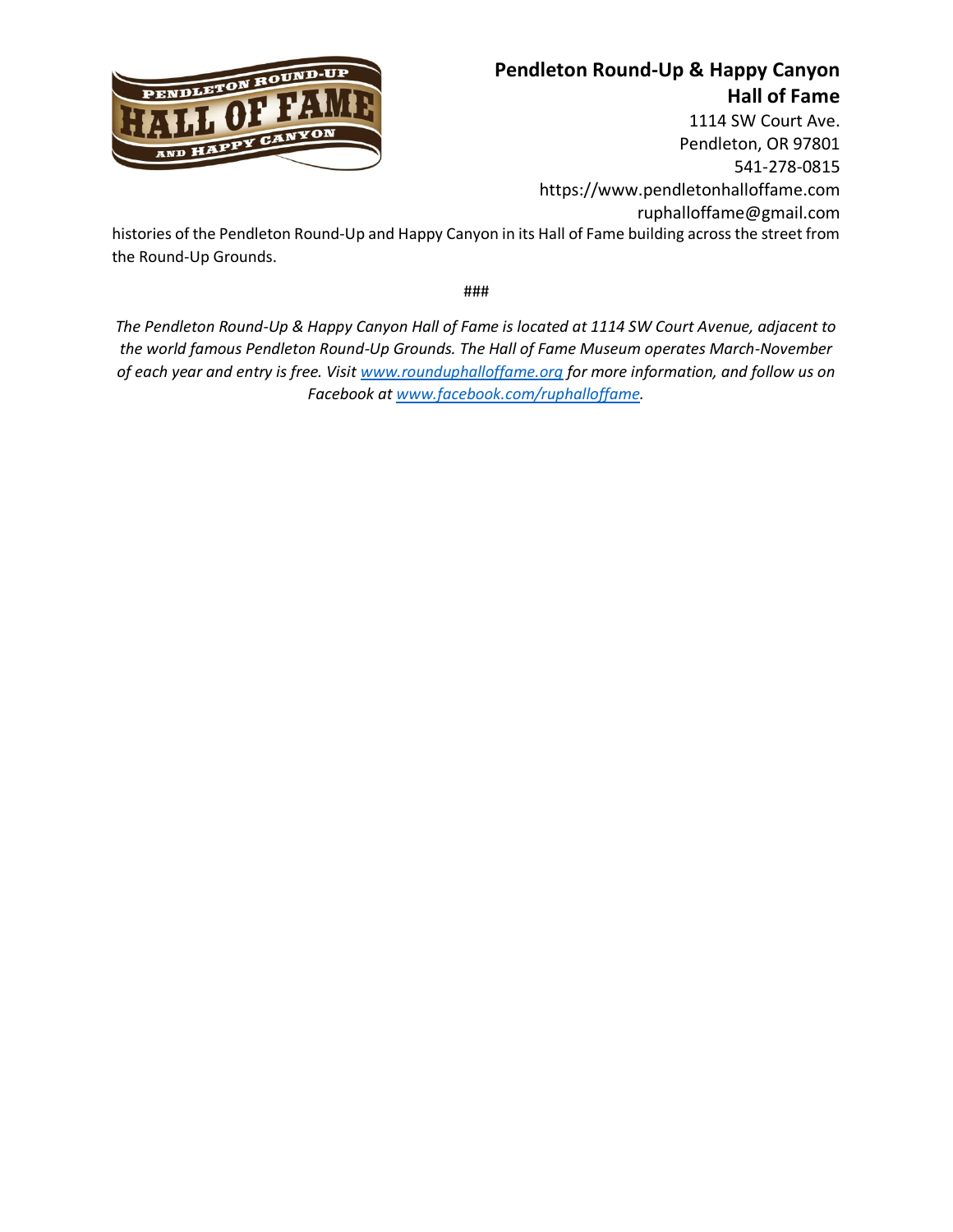**Pendleton Round-Up & Happy Canyon Hall of Fame**

1114 SW Court Ave.
Pendleton, OR 97801
541-278-0815
https://www.pendletonhalloffame.com
ruphalloffame@gmail.com

histories of the Pendleton Round-Up and Happy Canyon in its Hall of Fame building across the street from the Round-Up Grounds.

###

*The Pendleton Round-Up & Happy Canyon Hall of Fame is located at 1114 SW Court Avenue, adjacent to the world famous Pendleton Round-Up Grounds. The Hall of Fame Museum operates March-November of each year and entry is free. Visit [www.rounduphalloffame.org](www.rounduphalloffame.org) for more information, and follow us on Facebook at [www.facebook.com/ruphalloffame](www.facebook.com/ruphalloffame).*